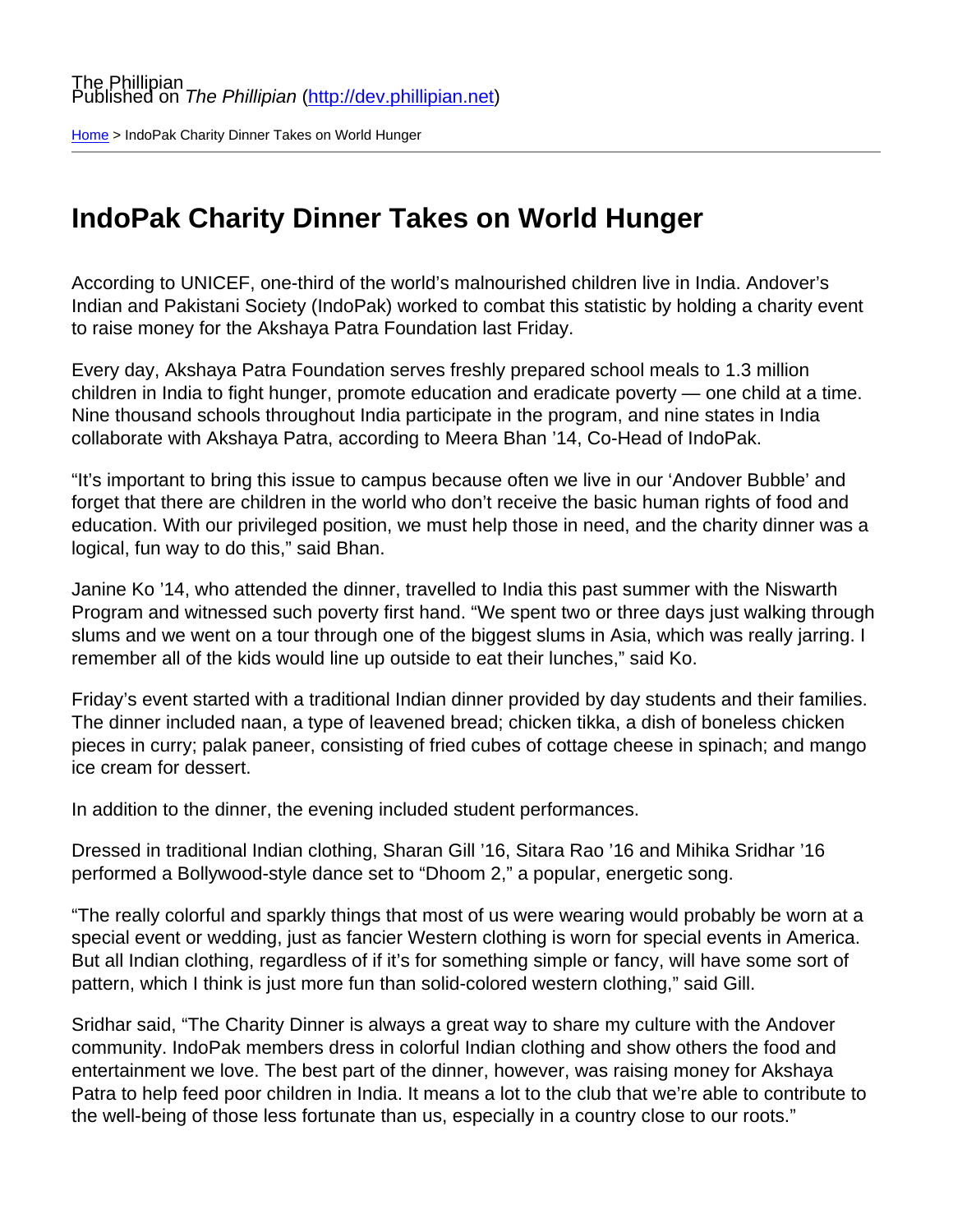The Phillipian
Published on *The Phillipian* (http://dev.phillipian.net)

Home > IndoPak Charity Dinner Takes on World Hunger

# IndoPak Charity Dinner Takes on World Hunger

According to UNICEF, one-third of the world's malnourished children live in India. Andover's Indian and Pakistani Society (IndoPak) worked to combat this statistic by holding a charity event to raise money for the Akshaya Patra Foundation last Friday.

Every day, Akshaya Patra Foundation serves freshly prepared school meals to 1.3 million children in India to fight hunger, promote education and eradicate poverty — one child at a time. Nine thousand schools throughout India participate in the program, and nine states in India collaborate with Akshaya Patra, according to Meera Bhan '14, Co-Head of IndoPak.

"It's important to bring this issue to campus because often we live in our 'Andover Bubble' and forget that there are children in the world who don't receive the basic human rights of food and education. With our privileged position, we must help those in need, and the charity dinner was a logical, fun way to do this," said Bhan.

Janine Ko '14, who attended the dinner, travelled to India this past summer with the Niswarth Program and witnessed such poverty first hand. "We spent two or three days just walking through slums and we went on a tour through one of the biggest slums in Asia, which was really jarring. I remember all of the kids would line up outside to eat their lunches," said Ko.

Friday's event started with a traditional Indian dinner provided by day students and their families. The dinner included naan, a type of leavened bread; chicken tikka, a dish of boneless chicken pieces in curry; palak paneer, consisting of fried cubes of cottage cheese in spinach; and mango ice cream for dessert.

In addition to the dinner, the evening included student performances.

Dressed in traditional Indian clothing, Sharan Gill '16, Sitara Rao '16 and Mihika Sridhar '16 performed a Bollywood-style dance set to "Dhoom 2," a popular, energetic song.

"The really colorful and sparkly things that most of us were wearing would probably be worn at a special event or wedding, just as fancier Western clothing is worn for special events in America. But all Indian clothing, regardless of if it's for something simple or fancy, will have some sort of pattern, which I think is just more fun than solid-colored western clothing," said Gill.

Sridhar said, "The Charity Dinner is always a great way to share my culture with the Andover community. IndoPak members dress in colorful Indian clothing and show others the food and entertainment we love. The best part of the dinner, however, was raising money for Akshaya Patra to help feed poor children in India. It means a lot to the club that we're able to contribute to the well-being of those less fortunate than us, especially in a country close to our roots."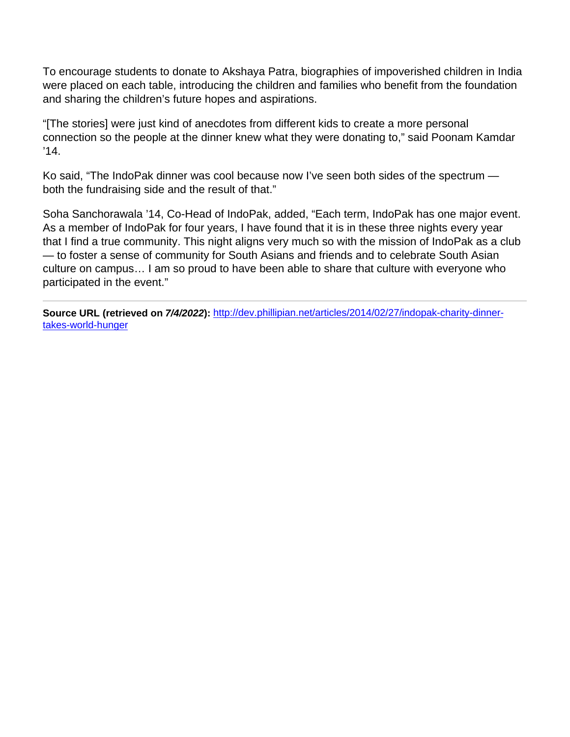To encourage students to donate to Akshaya Patra, biographies of impoverished children in India were placed on each table, introducing the children and families who benefit from the foundation and sharing the children's future hopes and aspirations.

"[The stories] were just kind of anecdotes from different kids to create a more personal connection so the people at the dinner knew what they were donating to," said Poonam Kamdar '14.

Ko said, "The IndoPak dinner was cool because now I've seen both sides of the spectrum — both the fundraising side and the result of that."

Soha Sanchorawala '14, Co-Head of IndoPak, added, "Each term, IndoPak has one major event. As a member of IndoPak for four years, I have found that it is in these three nights every year that I find a true community. This night aligns very much so with the mission of IndoPak as a club — to foster a sense of community for South Asians and friends and to celebrate South Asian culture on campus… I am so proud to have been able to share that culture with everyone who participated in the event."

---

**Source URL (retrieved on *7/4/2022*):** http://dev.phillipian.net/articles/2014/02/27/indopak-charity-dinner-takes-world-hunger